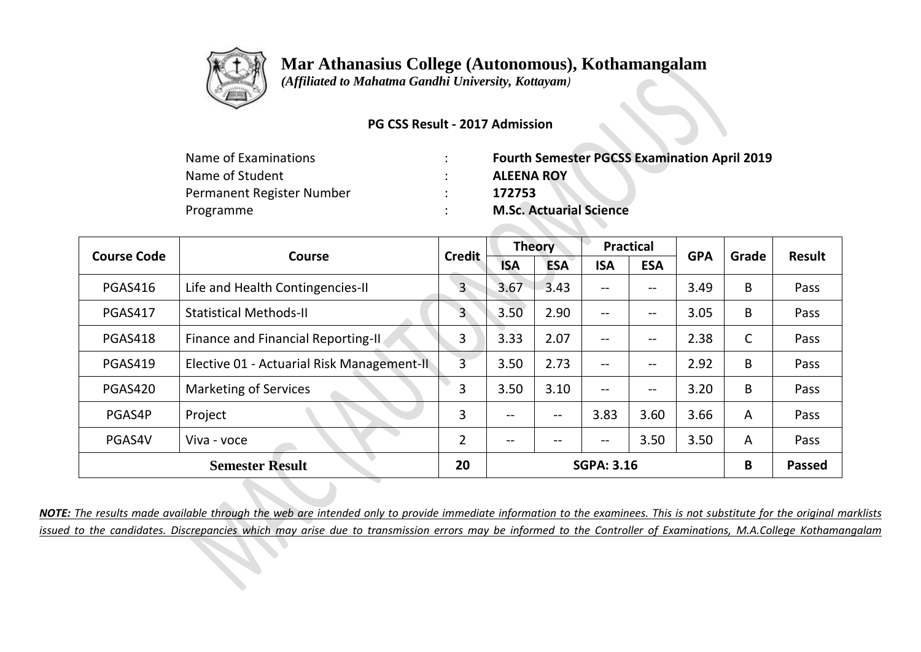# Mar Athanasius College (Autonomous), Kothamangalam

*(Affiliated to Mahatma Gandhi University, Kottayam)*

**PG CSS Result - 2017 Admission**

| | | |
|---|---|---|
| Name of Examinations | : | **Fourth Semester PGCSS Examination April 2019** |
| Name of Student | : | **ALEENA ROY** |
| Permanent Register Number | : | **172753** |
| Programme | : | **M.Sc. Actuarial Science** |

| Course Code | Course | Credit | Theory | | Practical | | GPA | Grade | Result |
|---|---|---|---|---|---|---|---|---|---|
| | | | ISA | ESA | ISA | ESA | | | |
| PGAS416 | Life and Health Contingencies-II | 3 | 3.67 | 3.43 | -- | -- | 3.49 | B | Pass |
| PGAS417 | Statistical Methods-II | 3 | 3.50 | 2.90 | -- | -- | 3.05 | B | Pass |
| PGAS418 | Finance and Financial Reporting-II | 3 | 3.33 | 2.07 | -- | -- | 2.38 | C | Pass |
| PGAS419 | Elective 01 - Actuarial Risk Management-II | 3 | 3.50 | 2.73 | -- | -- | 2.92 | B | Pass |
| PGAS420 | Marketing of Services | 3 | 3.50 | 3.10 | -- | -- | 3.20 | B | Pass |
| PGAS4P | Project | 3 | -- | -- | 3.83 | 3.60 | 3.66 | A | Pass |
| PGAS4V | Viva - voce | 2 | -- | -- | -- | 3.50 | 3.50 | A | Pass |
| **Semester Result** | | 20 | **SGPA: 3.16** | | | | | **B** | **Passed** |

***NOTE:** The results made available through the web are intended only to provide immediate information to the examinees. This is not substitute for the original marklists issued to the candidates. Discrepancies which may arise due to transmission errors may be informed to the Controller of Examinations, M.A.College Kothamangalam*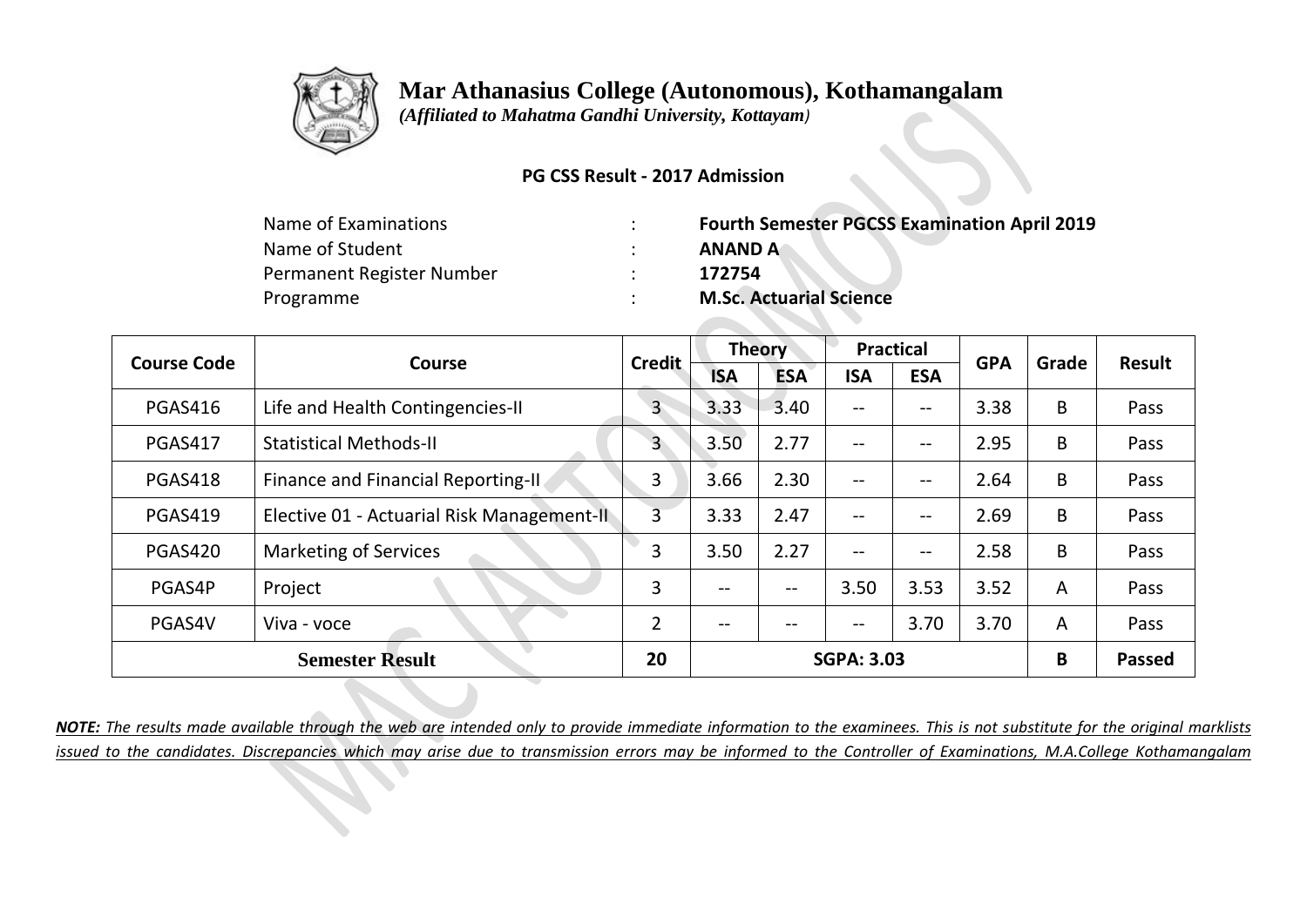# Mar Athanasius College (Autonomous), Kothamangalam

*(Affiliated to Mahatma Gandhi University, Kottayam)*

**PG CSS Result - 2017 Admission**

| | | |
|---|---|---|
| Name of Examinations | : | **Fourth Semester PGCSS Examination April 2019** |
| Name of Student | : | **ANAND A** |
| Permanent Register Number | : | **172754** |
| Programme | : | **M.Sc. Actuarial Science** |

| Course Code | Course | Credit | Theory | | Practical | | GPA | Grade | Result |
|---|---|---|---|---|---|---|---|---|---|
| | | | ISA | ESA | ISA | ESA | | | |
| PGAS416 | Life and Health Contingencies-II | 3 | 3.33 | 3.40 | -- | -- | 3.38 | B | Pass |
| PGAS417 | Statistical Methods-II | 3 | 3.50 | 2.77 | -- | -- | 2.95 | B | Pass |
| PGAS418 | Finance and Financial Reporting-II | 3 | 3.66 | 2.30 | -- | -- | 2.64 | B | Pass |
| PGAS419 | Elective 01 - Actuarial Risk Management-II | 3 | 3.33 | 2.47 | -- | -- | 2.69 | B | Pass |
| PGAS420 | Marketing of Services | 3 | 3.50 | 2.27 | -- | -- | 2.58 | B | Pass |
| PGAS4P | Project | 3 | -- | -- | 3.50 | 3.53 | 3.52 | A | Pass |
| PGAS4V | Viva - voce | 2 | -- | -- | -- | 3.70 | 3.70 | A | Pass |
| **Semester Result** | | **20** | **SGPA: 3.03** | | | | | **B** | **Passed** |

***NOTE:*** *The results made available through the web are intended only to provide immediate information to the examinees. This is not substitute for the original marklists issued to the candidates. Discrepancies which may arise due to transmission errors may be informed to the Controller of Examinations, M.A.College Kothamangalam*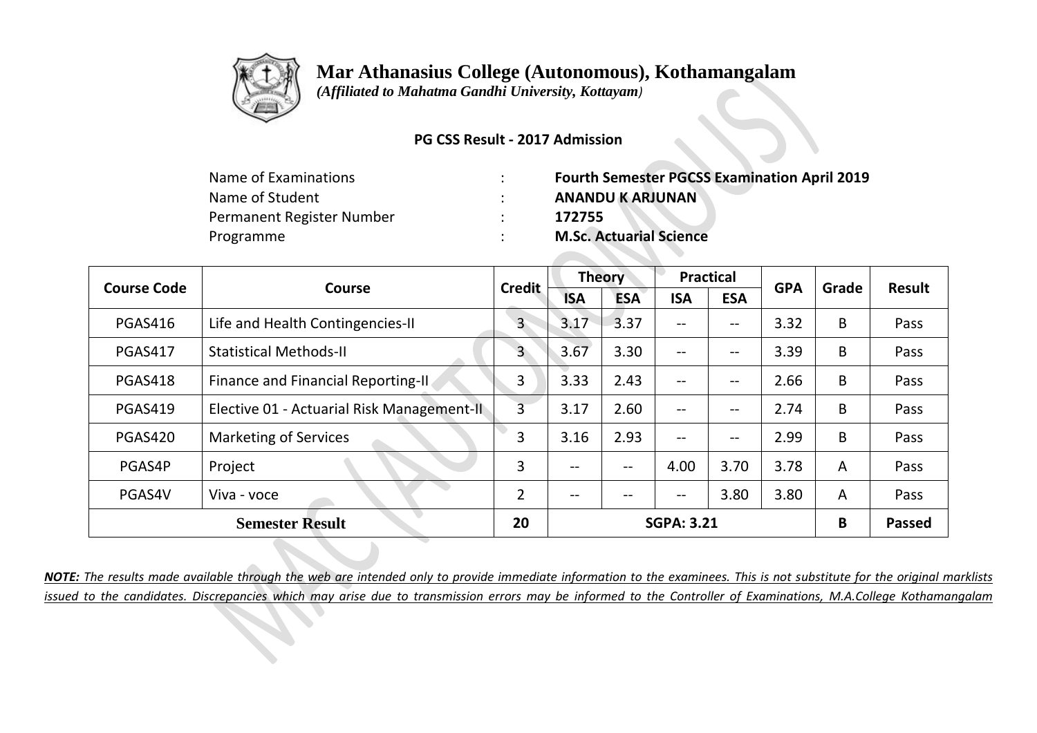# Mar Athanasius College (Autonomous), Kothamangalam

*(Affiliated to Mahatma Gandhi University, Kottayam)*

**PG CSS Result - 2017 Admission**

| | | |
|---|---|---|
| Name of Examinations | : | **Fourth Semester PGCSS Examination April 2019** |
| Name of Student | : | **ANANDU K ARJUNAN** |
| Permanent Register Number | : | **172755** |
| Programme | : | **M.Sc. Actuarial Science** |

| Course Code | Course | Credit | Theory | | Practical | | GPA | Grade | Result |
|---|---|---|---|---|---|---|---|---|---|
| | | | ISA | ESA | ISA | ESA | | | |
| PGAS416 | Life and Health Contingencies-II | 3 | 3.17 | 3.37 | -- | -- | 3.32 | B | Pass |
| PGAS417 | Statistical Methods-II | 3 | 3.67 | 3.30 | -- | -- | 3.39 | B | Pass |
| PGAS418 | Finance and Financial Reporting-II | 3 | 3.33 | 2.43 | -- | -- | 2.66 | B | Pass |
| PGAS419 | Elective 01 - Actuarial Risk Management-II | 3 | 3.17 | 2.60 | -- | -- | 2.74 | B | Pass |
| PGAS420 | Marketing of Services | 3 | 3.16 | 2.93 | -- | -- | 2.99 | B | Pass |
| PGAS4P | Project | 3 | -- | -- | 4.00 | 3.70 | 3.78 | A | Pass |
| PGAS4V | Viva - voce | 2 | -- | -- | -- | 3.80 | 3.80 | A | Pass |
| **Semester Result** | | **20** | **SGPA: 3.21** | | | | | **B** | **Passed** |

***NOTE:*** *The results made available through the web are intended only to provide immediate information to the examinees. This is not substitute for the original marklists issued to the candidates. Discrepancies which may arise due to transmission errors may be informed to the Controller of Examinations, M.A.College Kothamangalam*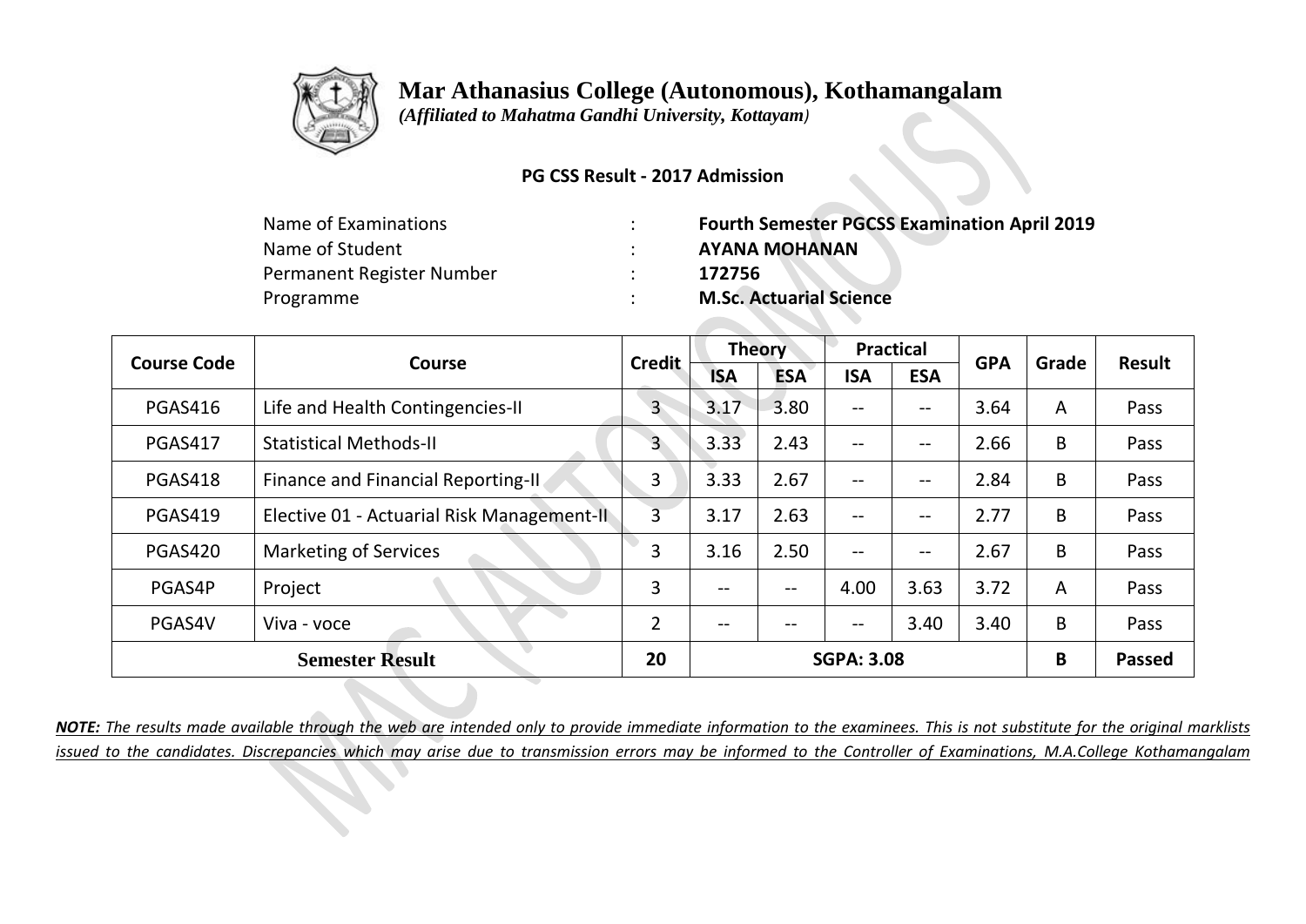# Mar Athanasius College (Autonomous), Kothamangalam

*(Affiliated to Mahatma Gandhi University, Kottayam)*

**PG CSS Result - 2017 Admission**

| | | |
|---|---|---|
| Name of Examinations | : | **Fourth Semester PGCSS Examination April 2019** |
| Name of Student | : | **AYANA MOHANAN** |
| Permanent Register Number | : | **172756** |
| Programme | : | **M.Sc. Actuarial Science** |

| Course Code | Course | Credit | Theory | | Practical | | GPA | Grade | Result |
|---|---|---|---|---|---|---|---|---|---|
| | | | ISA | ESA | ISA | ESA | | | |
| PGAS416 | Life and Health Contingencies-II | 3 | 3.17 | 3.80 | -- | -- | 3.64 | A | Pass |
| PGAS417 | Statistical Methods-II | 3 | 3.33 | 2.43 | -- | -- | 2.66 | B | Pass |
| PGAS418 | Finance and Financial Reporting-II | 3 | 3.33 | 2.67 | -- | -- | 2.84 | B | Pass |
| PGAS419 | Elective 01 - Actuarial Risk Management-II | 3 | 3.17 | 2.63 | -- | -- | 2.77 | B | Pass |
| PGAS420 | Marketing of Services | 3 | 3.16 | 2.50 | -- | -- | 2.67 | B | Pass |
| PGAS4P | Project | 3 | -- | -- | 4.00 | 3.63 | 3.72 | A | Pass |
| PGAS4V | Viva - voce | 2 | -- | -- | -- | 3.40 | 3.40 | B | Pass |
| **Semester Result** | | **20** | **SGPA: 3.08** | | | | | **B** | **Passed** |

***NOTE:*** *The results made available through the web are intended only to provide immediate information to the examinees. This is not substitute for the original marklists issued to the candidates. Discrepancies which may arise due to transmission errors may be informed to the Controller of Examinations, M.A.College Kothamangalam*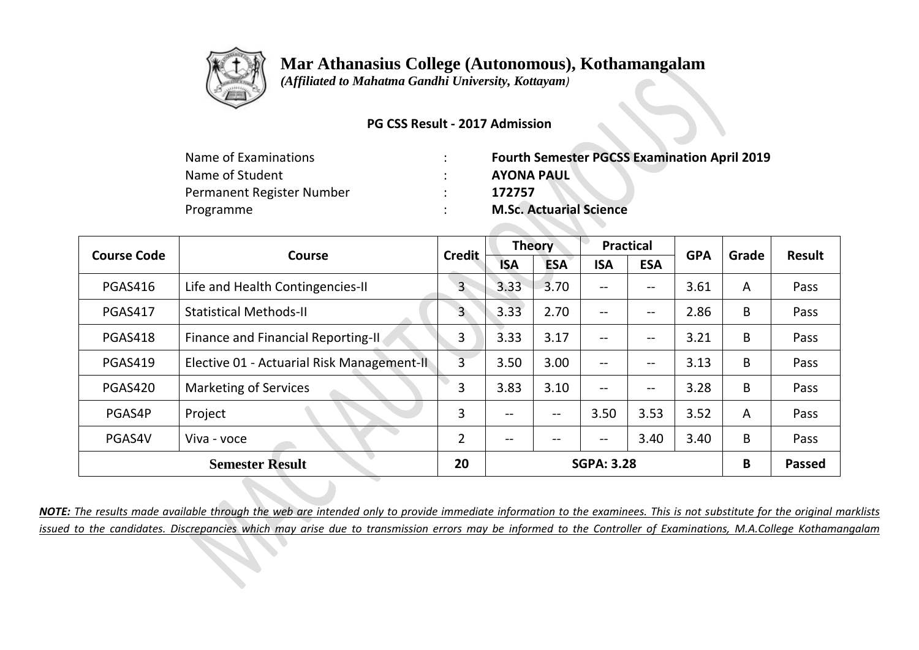# Mar Athanasius College (Autonomous), Kothamangalam

*(Affiliated to Mahatma Gandhi University, Kottayam)*

**PG CSS Result - 2017 Admission**

| | | |
|---|---|---|
| Name of Examinations | : | **Fourth Semester PGCSS Examination April 2019** |
| Name of Student | : | **AYONA PAUL** |
| Permanent Register Number | : | **172757** |
| Programme | : | **M.Sc. Actuarial Science** |

| Course Code | Course | Credit | Theory | | Practical | | GPA | Grade | Result |
|---|---|---|---|---|---|---|---|---|---|
| | | | ISA | ESA | ISA | ESA | | | |
| PGAS416 | Life and Health Contingencies-II | 3 | 3.33 | 3.70 | -- | -- | 3.61 | A | Pass |
| PGAS417 | Statistical Methods-II | 3 | 3.33 | 2.70 | -- | -- | 2.86 | B | Pass |
| PGAS418 | Finance and Financial Reporting-II | 3 | 3.33 | 3.17 | -- | -- | 3.21 | B | Pass |
| PGAS419 | Elective 01 - Actuarial Risk Management-II | 3 | 3.50 | 3.00 | -- | -- | 3.13 | B | Pass |
| PGAS420 | Marketing of Services | 3 | 3.83 | 3.10 | -- | -- | 3.28 | B | Pass |
| PGAS4P | Project | 3 | -- | -- | 3.50 | 3.53 | 3.52 | A | Pass |
| PGAS4V | Viva - voce | 2 | -- | -- | -- | 3.40 | 3.40 | B | Pass |
| **Semester Result** | | **20** | **SGPA: 3.28** | | | | | **B** | **Passed** |

***NOTE:*** *The results made available through the web are intended only to provide immediate information to the examinees. This is not substitute for the original marklists issued to the candidates. Discrepancies which may arise due to transmission errors may be informed to the Controller of Examinations, M.A.College Kothamangalam*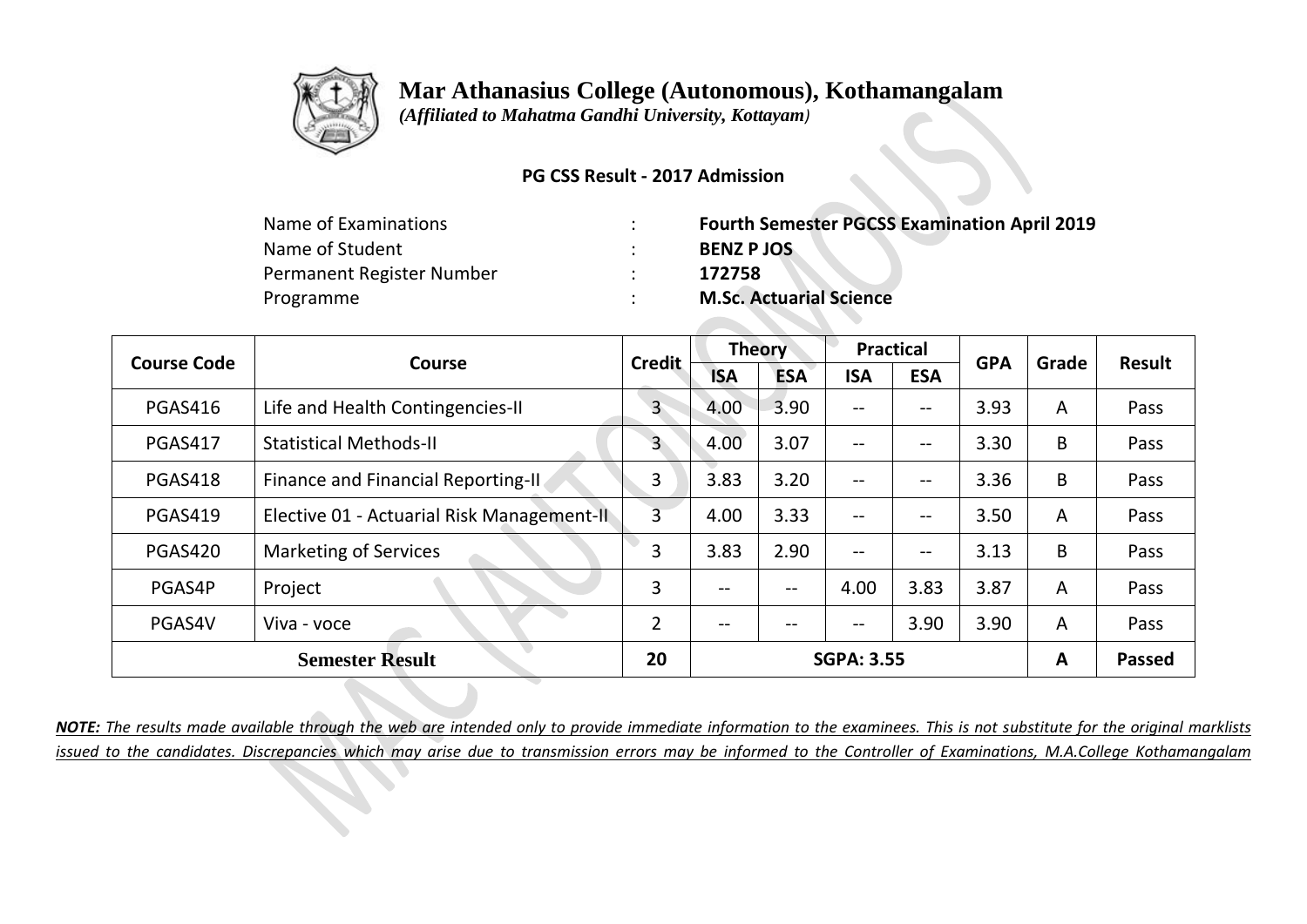# Mar Athanasius College (Autonomous), Kothamangalam

*(Affiliated to Mahatma Gandhi University, Kottayam)*

**PG CSS Result - 2017 Admission**

| | | |
|---|---|---|
| Name of Examinations | : | **Fourth Semester PGCSS Examination April 2019** |
| Name of Student | : | **BENZ P JOS** |
| Permanent Register Number | : | **172758** |
| Programme | : | **M.Sc. Actuarial Science** |

| Course Code | Course | Credit | Theory | | Practical | | GPA | Grade | Result |
|---|---|---|---|---|---|---|---|---|---|
| | | | ISA | ESA | ISA | ESA | | | |
| PGAS416 | Life and Health Contingencies-II | 3 | 4.00 | 3.90 | -- | -- | 3.93 | A | Pass |
| PGAS417 | Statistical Methods-II | 3 | 4.00 | 3.07 | -- | -- | 3.30 | B | Pass |
| PGAS418 | Finance and Financial Reporting-II | 3 | 3.83 | 3.20 | -- | -- | 3.36 | B | Pass |
| PGAS419 | Elective 01 - Actuarial Risk Management-II | 3 | 4.00 | 3.33 | -- | -- | 3.50 | A | Pass |
| PGAS420 | Marketing of Services | 3 | 3.83 | 2.90 | -- | -- | 3.13 | B | Pass |
| PGAS4P | Project | 3 | -- | -- | 4.00 | 3.83 | 3.87 | A | Pass |
| PGAS4V | Viva - voce | 2 | -- | -- | -- | 3.90 | 3.90 | A | Pass |
| **Semester Result** | | **20** | **SGPA: 3.55** | | | | | **A** | **Passed** |

***NOTE:*** *The results made available through the web are intended only to provide immediate information to the examinees. This is not substitute for the original marklists issued to the candidates. Discrepancies which may arise due to transmission errors may be informed to the Controller of Examinations, M.A.College Kothamangalam*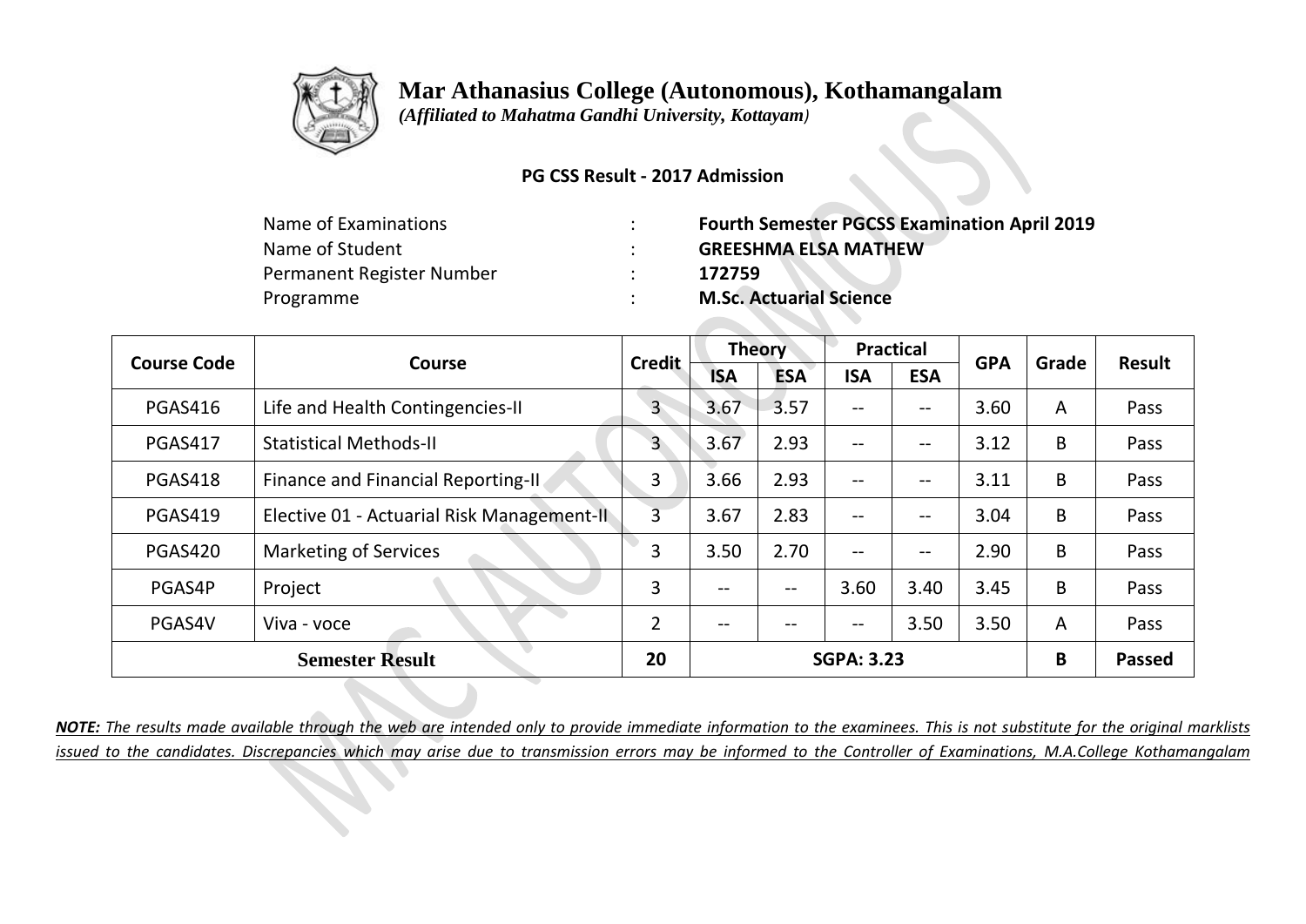# Mar Athanasius College (Autonomous), Kothamangalam

*(Affiliated to Mahatma Gandhi University, Kottayam)*

**PG CSS Result - 2017 Admission**

| | | |
|---|---|---|
| Name of Examinations | : | **Fourth Semester PGCSS Examination April 2019** |
| Name of Student | : | **GREESHMA ELSA MATHEW** |
| Permanent Register Number | : | **172759** |
| Programme | : | **M.Sc. Actuarial Science** |

| Course Code | Course | Credit | Theory | | Practical | | GPA | Grade | Result |
|---|---|---|---|---|---|---|---|---|---|
| | | | ISA | ESA | ISA | ESA | | | |
| PGAS416 | Life and Health Contingencies-II | 3 | 3.67 | 3.57 | -- | -- | 3.60 | A | Pass |
| PGAS417 | Statistical Methods-II | 3 | 3.67 | 2.93 | -- | -- | 3.12 | B | Pass |
| PGAS418 | Finance and Financial Reporting-II | 3 | 3.66 | 2.93 | -- | -- | 3.11 | B | Pass |
| PGAS419 | Elective 01 - Actuarial Risk Management-II | 3 | 3.67 | 2.83 | -- | -- | 3.04 | B | Pass |
| PGAS420 | Marketing of Services | 3 | 3.50 | 2.70 | -- | -- | 2.90 | B | Pass |
| PGAS4P | Project | 3 | -- | -- | 3.60 | 3.40 | 3.45 | B | Pass |
| PGAS4V | Viva - voce | 2 | -- | -- | -- | 3.50 | 3.50 | A | Pass |
| **Semester Result** | | **20** | **SGPA: 3.23** | | | | | **B** | **Passed** |

***NOTE:*** *The results made available through the web are intended only to provide immediate information to the examinees. This is not substitute for the original marklists issued to the candidates. Discrepancies which may arise due to transmission errors may be informed to the Controller of Examinations, M.A.College Kothamangalam*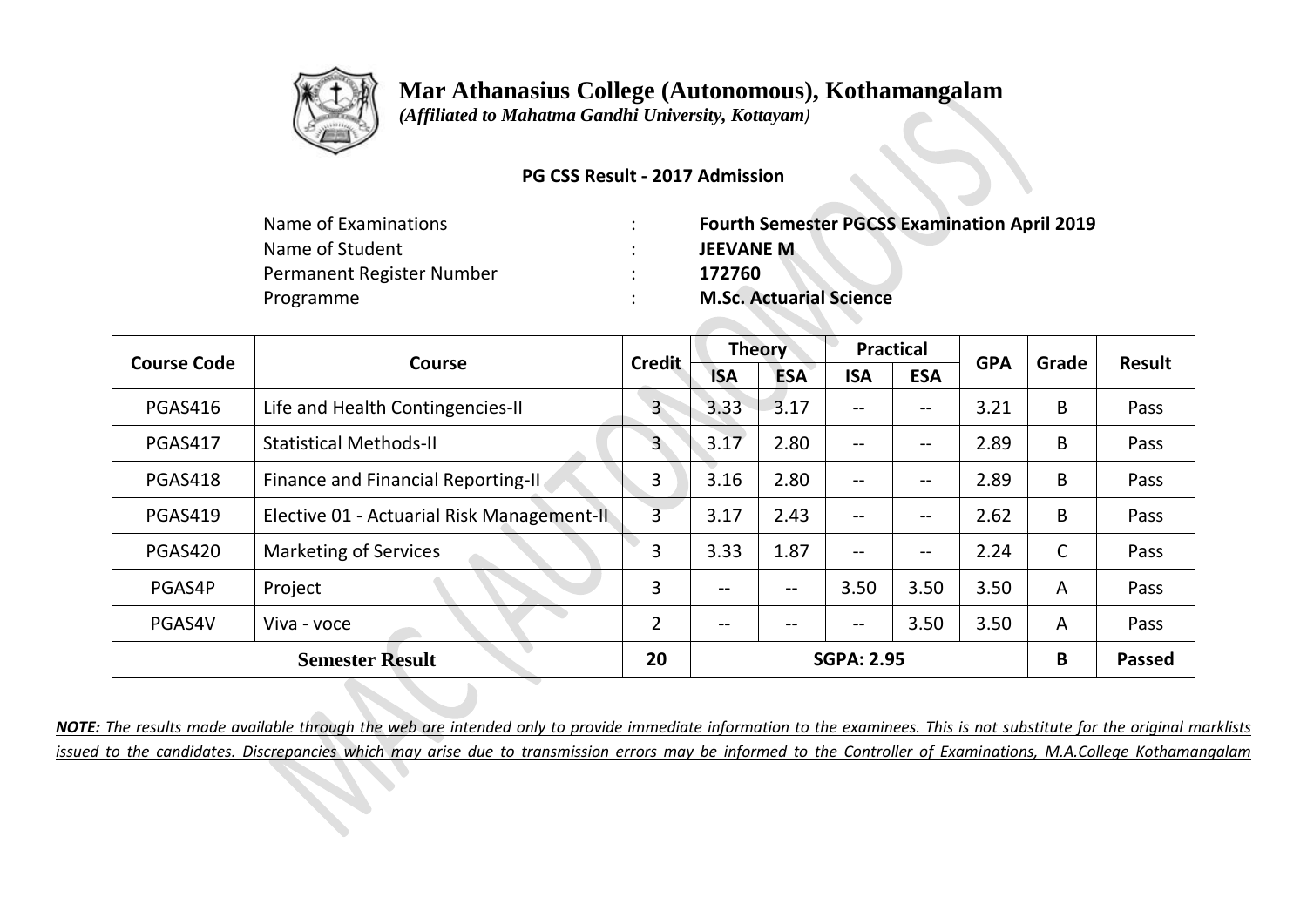# Mar Athanasius College (Autonomous), Kothamangalam

*(Affiliated to Mahatma Gandhi University, Kottayam)*

**PG CSS Result - 2017 Admission**

| | | |
|---|---|---|
| Name of Examinations | : | **Fourth Semester PGCSS Examination April 2019** |
| Name of Student | : | **JEEVANE M** |
| Permanent Register Number | : | **172760** |
| Programme | : | **M.Sc. Actuarial Science** |

| Course Code | Course | Credit | Theory | | Practical | | GPA | Grade | Result |
|---|---|---|---|---|---|---|---|---|---|
| | | | ISA | ESA | ISA | ESA | | | |
| PGAS416 | Life and Health Contingencies-II | 3 | 3.33 | 3.17 | -- | -- | 3.21 | B | Pass |
| PGAS417 | Statistical Methods-II | 3 | 3.17 | 2.80 | -- | -- | 2.89 | B | Pass |
| PGAS418 | Finance and Financial Reporting-II | 3 | 3.16 | 2.80 | -- | -- | 2.89 | B | Pass |
| PGAS419 | Elective 01 - Actuarial Risk Management-II | 3 | 3.17 | 2.43 | -- | -- | 2.62 | B | Pass |
| PGAS420 | Marketing of Services | 3 | 3.33 | 1.87 | -- | -- | 2.24 | C | Pass |
| PGAS4P | Project | 3 | -- | -- | 3.50 | 3.50 | 3.50 | A | Pass |
| PGAS4V | Viva - voce | 2 | -- | -- | -- | 3.50 | 3.50 | A | Pass |
| **Semester Result** | | **20** | **SGPA: 2.95** | | | | | **B** | **Passed** |

***NOTE:*** *The results made available through the web are intended only to provide immediate information to the examinees. This is not substitute for the original marklists issued to the candidates. Discrepancies which may arise due to transmission errors may be informed to the Controller of Examinations, M.A.College Kothamangalam*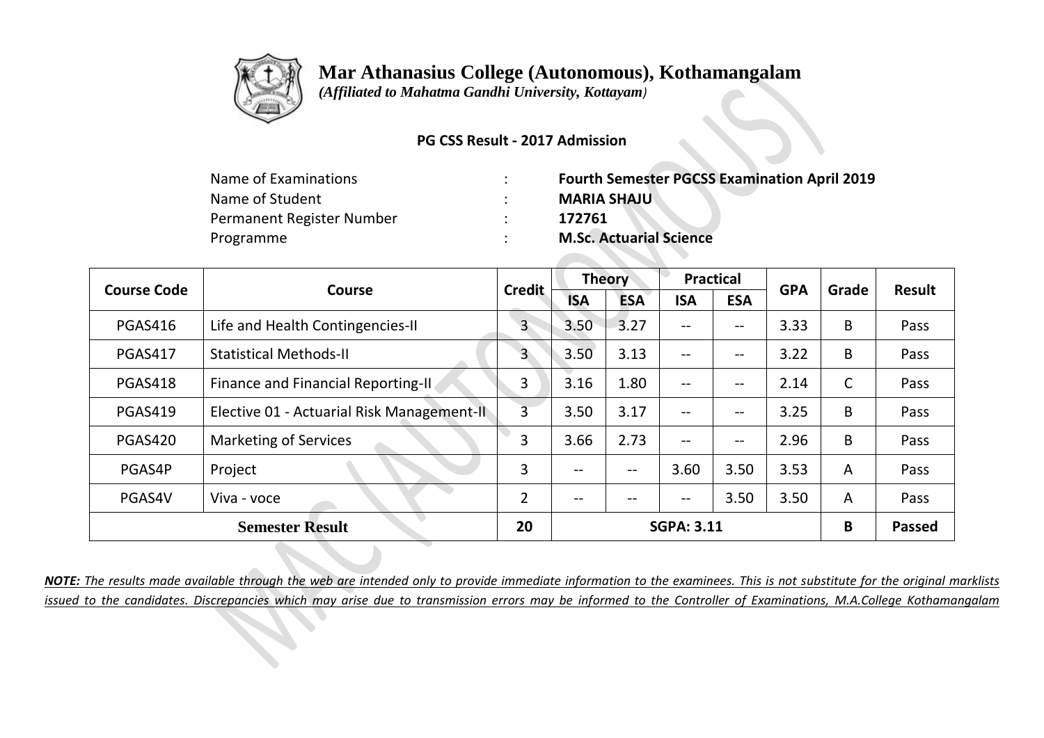# Mar Athanasius College (Autonomous), Kothamangalam

*(Affiliated to Mahatma Gandhi University, Kottayam)*

**PG CSS Result - 2017 Admission**

| | | |
|---|---|---|
| Name of Examinations | : | **Fourth Semester PGCSS Examination April 2019** |
| Name of Student | : | **MARIA SHAJU** |
| Permanent Register Number | : | **172761** |
| Programme | : | **M.Sc. Actuarial Science** |

| Course Code | Course | Credit | Theory | | Practical | | GPA | Grade | Result |
|---|---|---|---|---|---|---|---|---|---|
| | | | ISA | ESA | ISA | ESA | | | |
| PGAS416 | Life and Health Contingencies-II | 3 | 3.50 | 3.27 | -- | -- | 3.33 | B | Pass |
| PGAS417 | Statistical Methods-II | 3 | 3.50 | 3.13 | -- | -- | 3.22 | B | Pass |
| PGAS418 | Finance and Financial Reporting-II | 3 | 3.16 | 1.80 | -- | -- | 2.14 | C | Pass |
| PGAS419 | Elective 01 - Actuarial Risk Management-II | 3 | 3.50 | 3.17 | -- | -- | 3.25 | B | Pass |
| PGAS420 | Marketing of Services | 3 | 3.66 | 2.73 | -- | -- | 2.96 | B | Pass |
| PGAS4P | Project | 3 | -- | -- | 3.60 | 3.50 | 3.53 | A | Pass |
| PGAS4V | Viva - voce | 2 | -- | -- | -- | 3.50 | 3.50 | A | Pass |
| **Semester Result** | | **20** | **SGPA: 3.11** | | | | | **B** | **Passed** |

***NOTE:*** *The results made available through the web are intended only to provide immediate information to the examinees. This is not substitute for the original marklists issued to the candidates. Discrepancies which may arise due to transmission errors may be informed to the Controller of Examinations, M.A.College Kothamangalam*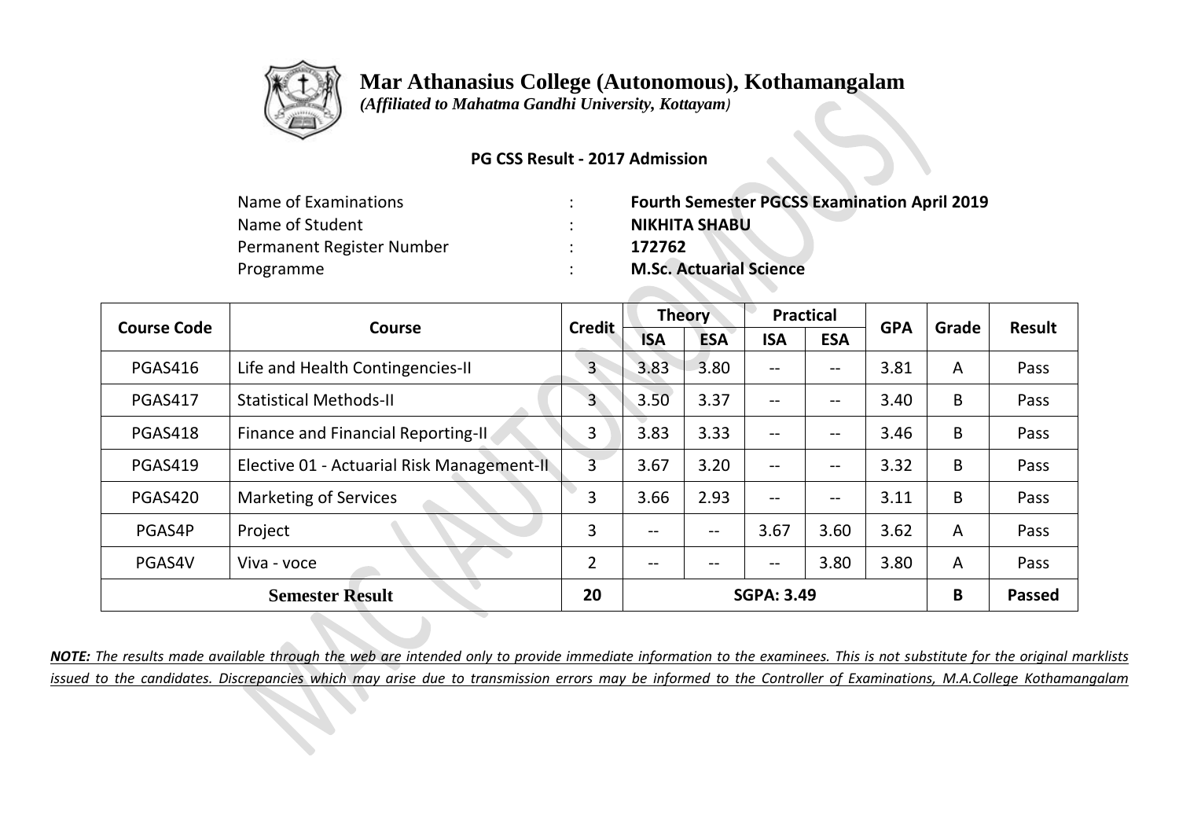# Mar Athanasius College (Autonomous), Kothamangalam

*(Affiliated to Mahatma Gandhi University, Kottayam)*

**PG CSS Result - 2017 Admission**

| | | |
|---|---|---|
| Name of Examinations | : | **Fourth Semester PGCSS Examination April 2019** |
| Name of Student | : | **NIKHITA SHABU** |
| Permanent Register Number | : | **172762** |
| Programme | : | **M.Sc. Actuarial Science** |

| Course Code | Course | Credit | Theory | | Practical | | GPA | Grade | Result |
|---|---|---|---|---|---|---|---|---|---|
| | | | ISA | ESA | ISA | ESA | | | |
| PGAS416 | Life and Health Contingencies-II | 3 | 3.83 | 3.80 | -- | -- | 3.81 | A | Pass |
| PGAS417 | Statistical Methods-II | 3 | 3.50 | 3.37 | -- | -- | 3.40 | B | Pass |
| PGAS418 | Finance and Financial Reporting-II | 3 | 3.83 | 3.33 | -- | -- | 3.46 | B | Pass |
| PGAS419 | Elective 01 - Actuarial Risk Management-II | 3 | 3.67 | 3.20 | -- | -- | 3.32 | B | Pass |
| PGAS420 | Marketing of Services | 3 | 3.66 | 2.93 | -- | -- | 3.11 | B | Pass |
| PGAS4P | Project | 3 | -- | -- | 3.67 | 3.60 | 3.62 | A | Pass |
| PGAS4V | Viva - voce | 2 | -- | -- | -- | 3.80 | 3.80 | A | Pass |
| **Semester Result** | | **20** | **SGPA: 3.49** | | | | | **B** | **Passed** |

***NOTE:*** *The results made available through the web are intended only to provide immediate information to the examinees. This is not substitute for the original marklists issued to the candidates. Discrepancies which may arise due to transmission errors may be informed to the Controller of Examinations, M.A.College Kothamangalam*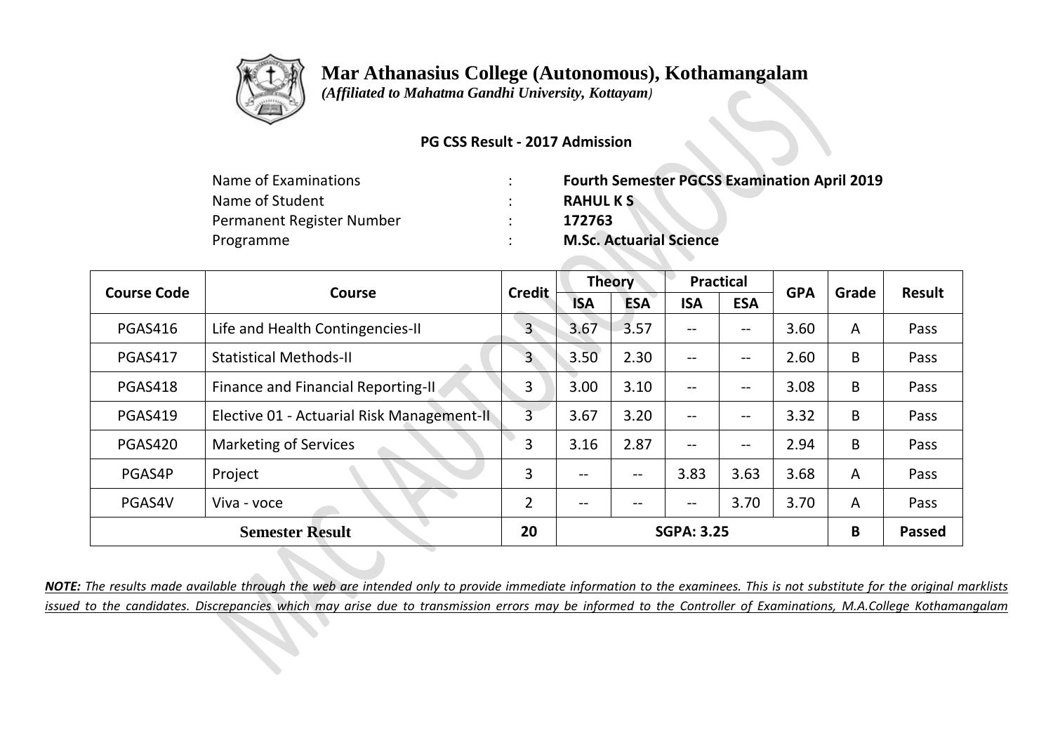# Mar Athanasius College (Autonomous), Kothamangalam

*(Affiliated to Mahatma Gandhi University, Kottayam)*

**PG CSS Result - 2017 Admission**

| | | |
|---|---|---|
| Name of Examinations | : | **Fourth Semester PGCSS Examination April 2019** |
| Name of Student | : | **RAHUL K S** |
| Permanent Register Number | : | **172763** |
| Programme | : | **M.Sc. Actuarial Science** |

| Course Code | Course | Credit | Theory | | Practical | | GPA | Grade | Result |
|---|---|---|---|---|---|---|---|---|---|
| | | | ISA | ESA | ISA | ESA | | | |
| PGAS416 | Life and Health Contingencies-II | 3 | 3.67 | 3.57 | -- | -- | 3.60 | A | Pass |
| PGAS417 | Statistical Methods-II | 3 | 3.50 | 2.30 | -- | -- | 2.60 | B | Pass |
| PGAS418 | Finance and Financial Reporting-II | 3 | 3.00 | 3.10 | -- | -- | 3.08 | B | Pass |
| PGAS419 | Elective 01 - Actuarial Risk Management-II | 3 | 3.67 | 3.20 | -- | -- | 3.32 | B | Pass |
| PGAS420 | Marketing of Services | 3 | 3.16 | 2.87 | -- | -- | 2.94 | B | Pass |
| PGAS4P | Project | 3 | -- | -- | 3.83 | 3.63 | 3.68 | A | Pass |
| PGAS4V | Viva - voce | 2 | -- | -- | -- | 3.70 | 3.70 | A | Pass |
| **Semester Result** | | **20** | **SGPA: 3.25** | | | | | **B** | **Passed** |

***NOTE:*** *The results made available through the web are intended only to provide immediate information to the examinees. This is not substitute for the original marklists issued to the candidates. Discrepancies which may arise due to transmission errors may be informed to the Controller of Examinations, M.A.College Kothamangalam*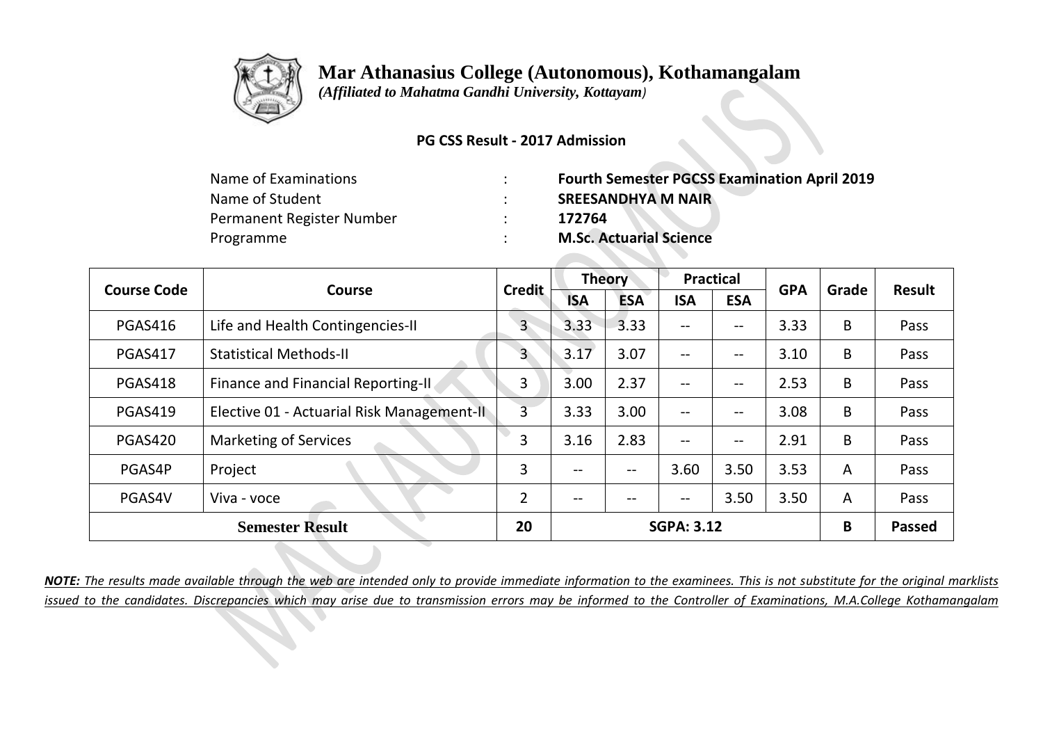# Mar Athanasius College (Autonomous), Kothamangalam

*(Affiliated to Mahatma Gandhi University, Kottayam)*

**PG CSS Result - 2017 Admission**

| | | |
|---|---|---|
| Name of Examinations | : | **Fourth Semester PGCSS Examination April 2019** |
| Name of Student | : | **SREESANDHYA M NAIR** |
| Permanent Register Number | : | **172764** |
| Programme | : | **M.Sc. Actuarial Science** |

| Course Code | Course | Credit | Theory | | Practical | | GPA | Grade | Result |
|---|---|---|---|---|---|---|---|---|---|
| | | | ISA | ESA | ISA | ESA | | | |
| PGAS416 | Life and Health Contingencies-II | 3 | 3.33 | 3.33 | -- | -- | 3.33 | B | Pass |
| PGAS417 | Statistical Methods-II | 3 | 3.17 | 3.07 | -- | -- | 3.10 | B | Pass |
| PGAS418 | Finance and Financial Reporting-II | 3 | 3.00 | 2.37 | -- | -- | 2.53 | B | Pass |
| PGAS419 | Elective 01 - Actuarial Risk Management-II | 3 | 3.33 | 3.00 | -- | -- | 3.08 | B | Pass |
| PGAS420 | Marketing of Services | 3 | 3.16 | 2.83 | -- | -- | 2.91 | B | Pass |
| PGAS4P | Project | 3 | -- | -- | 3.60 | 3.50 | 3.53 | A | Pass |
| PGAS4V | Viva - voce | 2 | -- | -- | -- | 3.50 | 3.50 | A | Pass |
| **Semester Result** | | **20** | **SGPA: 3.12** | | | | | **B** | **Passed** |

***NOTE:*** *The results made available through the web are intended only to provide immediate information to the examinees. This is not substitute for the original marklists issued to the candidates. Discrepancies which may arise due to transmission errors may be informed to the Controller of Examinations, M.A.College Kothamangalam*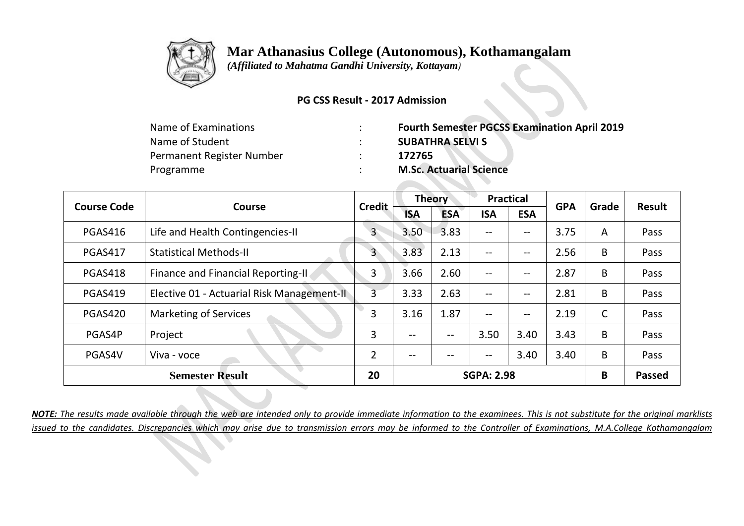# Mar Athanasius College (Autonomous), Kothamangalam

*(Affiliated to Mahatma Gandhi University, Kottayam)*

**PG CSS Result - 2017 Admission**

| | | |
|---|---|---|
| Name of Examinations | : | **Fourth Semester PGCSS Examination April 2019** |
| Name of Student | : | **SUBATHRA SELVI S** |
| Permanent Register Number | : | **172765** |
| Programme | : | **M.Sc. Actuarial Science** |

| Course Code | Course | Credit | Theory | | Practical | | GPA | Grade | Result |
|---|---|---|---|---|---|---|---|---|---|
| | | | ISA | ESA | ISA | ESA | | | |
| PGAS416 | Life and Health Contingencies-II | 3 | 3.50 | 3.83 | -- | -- | 3.75 | A | Pass |
| PGAS417 | Statistical Methods-II | 3 | 3.83 | 2.13 | -- | -- | 2.56 | B | Pass |
| PGAS418 | Finance and Financial Reporting-II | 3 | 3.66 | 2.60 | -- | -- | 2.87 | B | Pass |
| PGAS419 | Elective 01 - Actuarial Risk Management-II | 3 | 3.33 | 2.63 | -- | -- | 2.81 | B | Pass |
| PGAS420 | Marketing of Services | 3 | 3.16 | 1.87 | -- | -- | 2.19 | C | Pass |
| PGAS4P | Project | 3 | -- | -- | 3.50 | 3.40 | 3.43 | B | Pass |
| PGAS4V | Viva - voce | 2 | -- | -- | -- | 3.40 | 3.40 | B | Pass |
| **Semester Result** | | **20** | **SGPA: 2.98** | | | | | **B** | **Passed** |

***NOTE:*** *The results made available through the web are intended only to provide immediate information to the examinees. This is not substitute for the original marklists issued to the candidates. Discrepancies which may arise due to transmission errors may be informed to the Controller of Examinations, M.A.College Kothamangalam*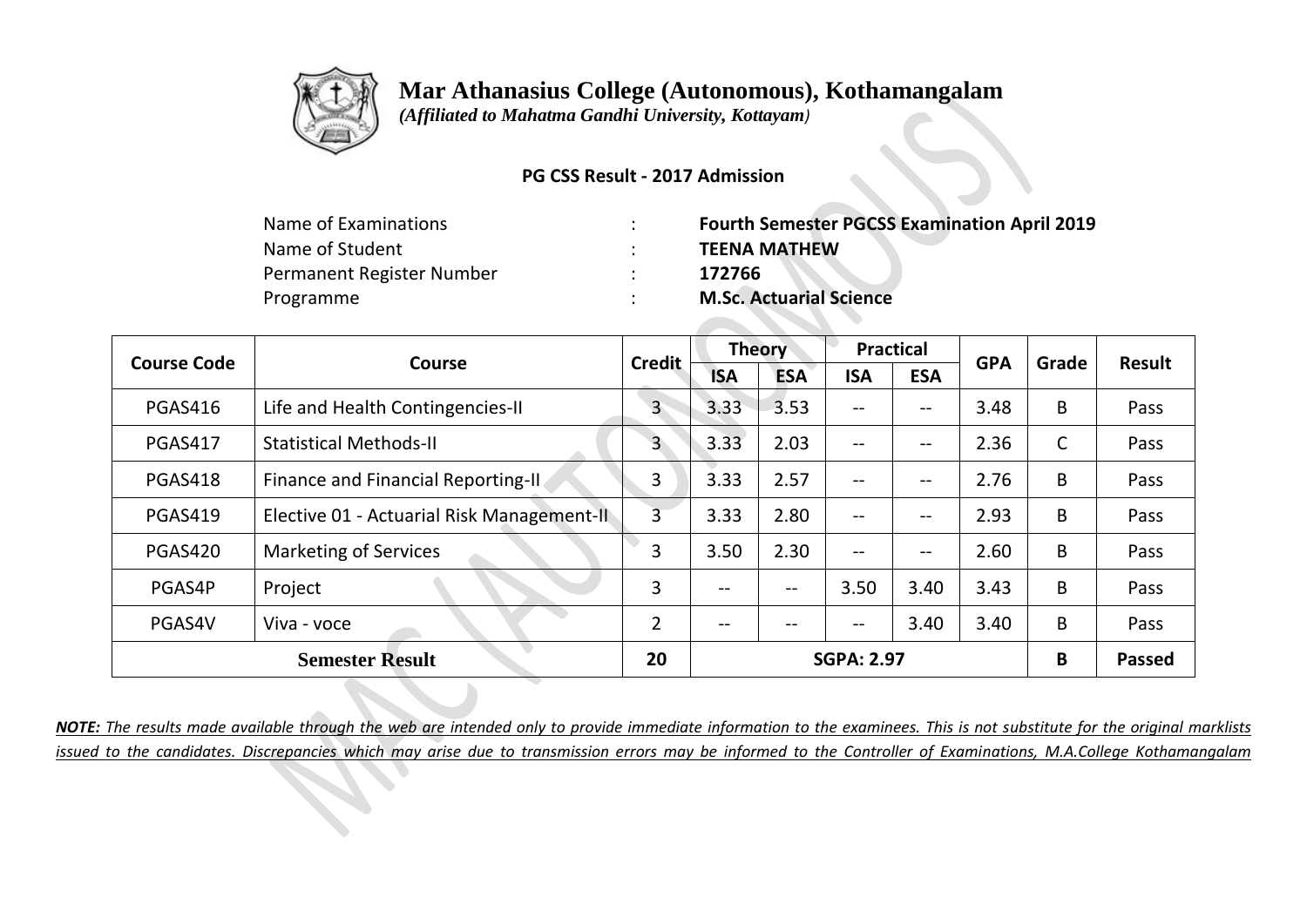# Mar Athanasius College (Autonomous), Kothamangalam

*(Affiliated to Mahatma Gandhi University, Kottayam)*

**PG CSS Result - 2017 Admission**

| | | |
|---|---|---|
| Name of Examinations | : | **Fourth Semester PGCSS Examination April 2019** |
| Name of Student | : | **TEENA MATHEW** |
| Permanent Register Number | : | **172766** |
| Programme | : | **M.Sc. Actuarial Science** |

| Course Code | Course | Credit | Theory | | Practical | | GPA | Grade | Result |
|---|---|---|---|---|---|---|---|---|---|
| | | | ISA | ESA | ISA | ESA | | | |
| PGAS416 | Life and Health Contingencies-II | 3 | 3.33 | 3.53 | -- | -- | 3.48 | B | Pass |
| PGAS417 | Statistical Methods-II | 3 | 3.33 | 2.03 | -- | -- | 2.36 | C | Pass |
| PGAS418 | Finance and Financial Reporting-II | 3 | 3.33 | 2.57 | -- | -- | 2.76 | B | Pass |
| PGAS419 | Elective 01 - Actuarial Risk Management-II | 3 | 3.33 | 2.80 | -- | -- | 2.93 | B | Pass |
| PGAS420 | Marketing of Services | 3 | 3.50 | 2.30 | -- | -- | 2.60 | B | Pass |
| PGAS4P | Project | 3 | -- | -- | 3.50 | 3.40 | 3.43 | B | Pass |
| PGAS4V | Viva - voce | 2 | -- | -- | -- | 3.40 | 3.40 | B | Pass |
| **Semester Result** | | **20** | **SGPA: 2.97** | | | | | **B** | **Passed** |

***NOTE:*** *The results made available through the web are intended only to provide immediate information to the examinees. This is not substitute for the original marklists issued to the candidates. Discrepancies which may arise due to transmission errors may be informed to the Controller of Examinations, M.A.College Kothamangalam*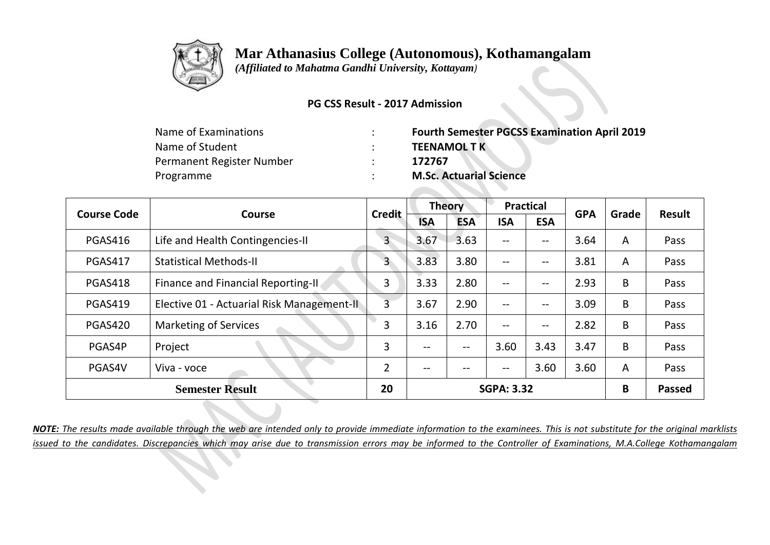# Mar Athanasius College (Autonomous), Kothamangalam

*(Affiliated to Mahatma Gandhi University, Kottayam)*

**PG CSS Result - 2017 Admission**

| | | |
|---|---|---|
| Name of Examinations | : | **Fourth Semester PGCSS Examination April 2019** |
| Name of Student | : | **TEENAMOL T K** |
| Permanent Register Number | : | **172767** |
| Programme | : | **M.Sc. Actuarial Science** |

| Course Code | Course | Credit | Theory | | Practical | | GPA | Grade | Result |
|---|---|---|---|---|---|---|---|---|---|
| | | | ISA | ESA | ISA | ESA | | | |
| PGAS416 | Life and Health Contingencies-II | 3 | 3.67 | 3.63 | -- | -- | 3.64 | A | Pass |
| PGAS417 | Statistical Methods-II | 3 | 3.83 | 3.80 | -- | -- | 3.81 | A | Pass |
| PGAS418 | Finance and Financial Reporting-II | 3 | 3.33 | 2.80 | -- | -- | 2.93 | B | Pass |
| PGAS419 | Elective 01 - Actuarial Risk Management-II | 3 | 3.67 | 2.90 | -- | -- | 3.09 | B | Pass |
| PGAS420 | Marketing of Services | 3 | 3.16 | 2.70 | -- | -- | 2.82 | B | Pass |
| PGAS4P | Project | 3 | -- | -- | 3.60 | 3.43 | 3.47 | B | Pass |
| PGAS4V | Viva - voce | 2 | -- | -- | -- | 3.60 | 3.60 | A | Pass |
| **Semester Result** | | **20** | **SGPA: 3.32** | | | | | **B** | **Passed** |

***NOTE:*** *The results made available through the web are intended only to provide immediate information to the examinees. This is not substitute for the original marklists issued to the candidates. Discrepancies which may arise due to transmission errors may be informed to the Controller of Examinations, M.A.College Kothamangalam*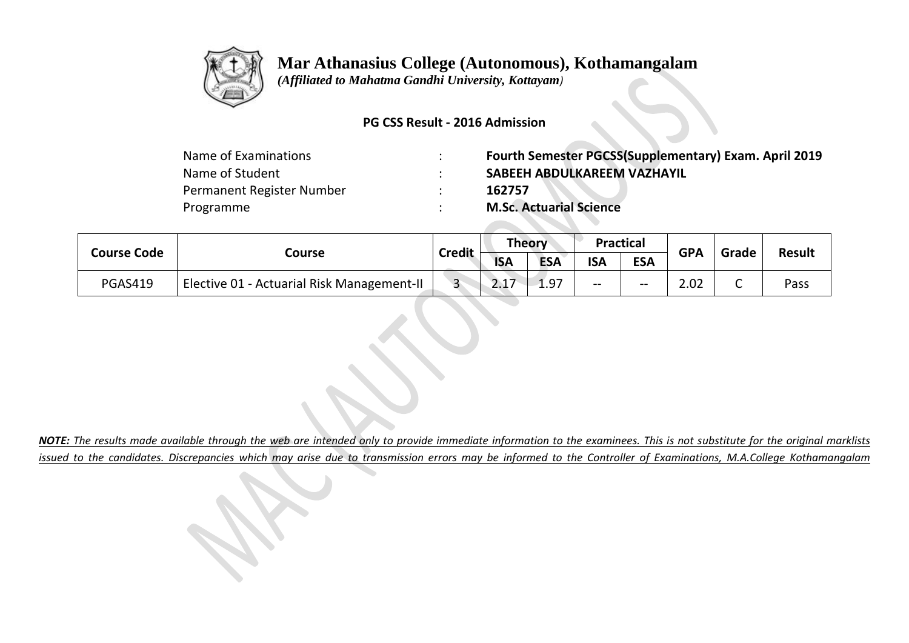# Mar Athanasius College (Autonomous), Kothamangalam

*(Affiliated to Mahatma Gandhi University, Kottayam)*

**PG CSS Result - 2016 Admission**

| | | |
|---|---|---|
| Name of Examinations | : | **Fourth Semester PGCSS(Supplementary) Exam. April 2019** |
| Name of Student | : | **SABEEH ABDULKAREEM VAZHAYIL** |
| Permanent Register Number | : | **162757** |
| Programme | : | **M.Sc. Actuarial Science** |

| Course Code | Course | Credit | Theory | | Practical | | GPA | Grade | Result |
|---|---|---|---|---|---|---|---|---|---|
| | | | ISA | ESA | ISA | ESA | | | |
| PGAS419 | Elective 01 - Actuarial Risk Management-II | 3 | 2.17 | 1.97 | -- | -- | 2.02 | C | Pass |

***NOTE:*** *The results made available through the web are intended only to provide immediate information to the examinees. This is not substitute for the original marklists issued to the candidates. Discrepancies which may arise due to transmission errors may be informed to the Controller of Examinations, M.A.College Kothamangalam*